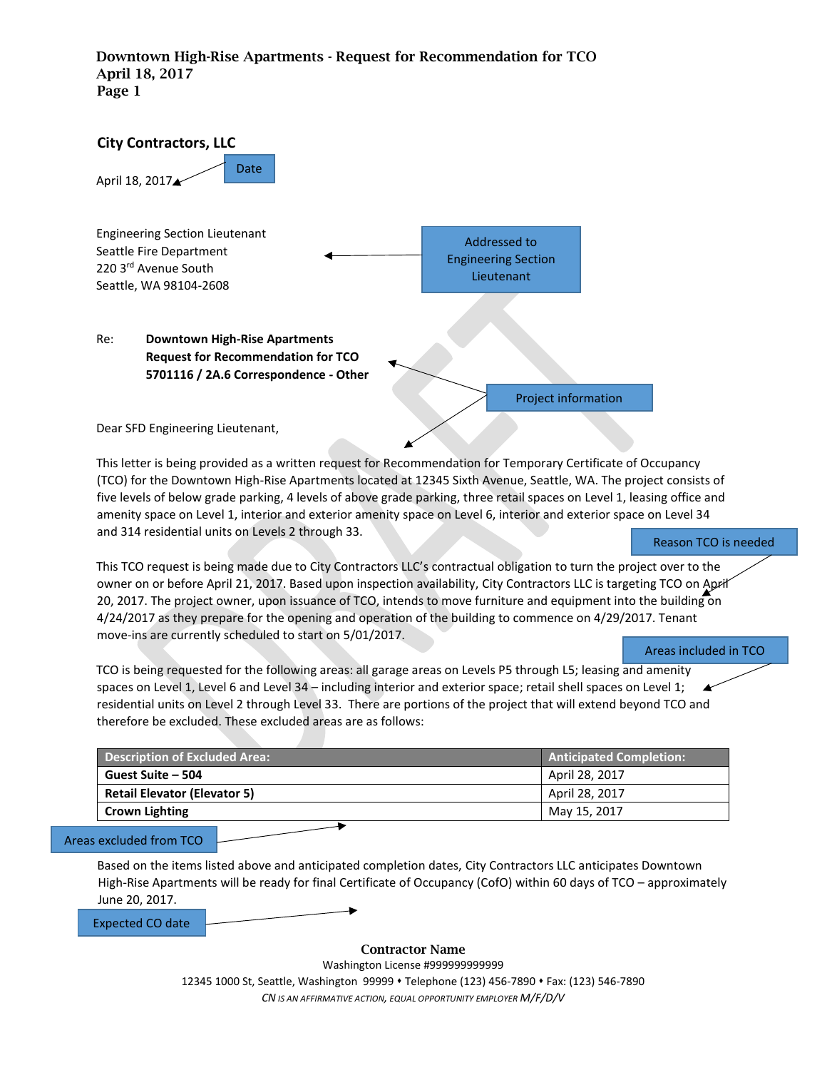**City Contractors, LLC**

April 18, 2017

Date

Engineering Section Lieutenant
Seattle Fire Department
220 3rd Avenue South
Seattle, WA 98104-2608

Addressed to Engineering Section Lieutenant

Re: **Downtown High-Rise Apartments**
**Request for Recommendation for TCO**
**5701116 / 2A.6 Correspondence - Other**

Project information

Dear SFD Engineering Lieutenant,

This letter is being provided as a written request for Recommendation for Temporary Certificate of Occupancy (TCO) for the Downtown High-Rise Apartments located at 12345 Sixth Avenue, Seattle, WA. The project consists of five levels of below grade parking, 4 levels of above grade parking, three retail spaces on Level 1, leasing office and amenity space on Level 1, interior and exterior amenity space on Level 6, interior and exterior space on Level 34 and 314 residential units on Levels 2 through 33.

Reason TCO is needed

This TCO request is being made due to City Contractors LLC's contractual obligation to turn the project over to the owner on or before April 21, 2017. Based upon inspection availability, City Contractors LLC is targeting TCO on April 20, 2017. The project owner, upon issuance of TCO, intends to move furniture and equipment into the building on 4/24/2017 as they prepare for the opening and operation of the building to commence on 4/29/2017. Tenant move-ins are currently scheduled to start on 5/01/2017.

Areas included in TCO

TCO is being requested for the following areas: all garage areas on Levels P5 through L5; leasing and amenity spaces on Level 1, Level 6 and Level 34 – including interior and exterior space; retail shell spaces on Level 1; residential units on Level 2 through Level 33. There are portions of the project that will extend beyond TCO and therefore be excluded. These excluded areas are as follows:

| Description of Excluded Area: | Anticipated Completion: |
|---|---|
| **Guest Suite – 504** | April 28, 2017 |
| **Retail Elevator (Elevator 5)** | April 28, 2017 |
| **Crown Lighting** | May 15, 2017 |

Areas excluded from TCO

Based on the items listed above and anticipated completion dates, City Contractors LLC anticipates Downtown High-Rise Apartments will be ready for final Certificate of Occupancy (CofO) within 60 days of TCO – approximately June 20, 2017.

Expected CO date

**Contractor Name**
Washington License #999999999999
12345 1000 St, Seattle, Washington 99999 • Telephone (123) 456-7890 • Fax: (123) 546-7890
*CN IS AN AFFIRMATIVE ACTION, EQUAL OPPORTUNITY EMPLOYER M/F/D/V*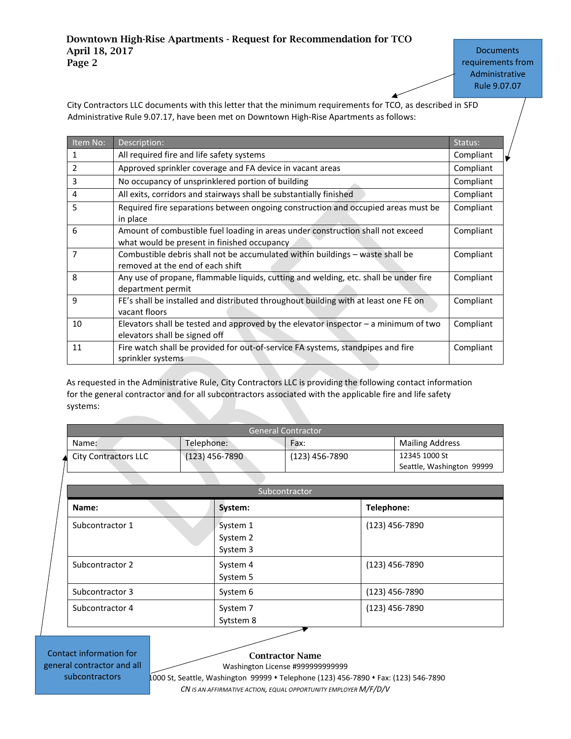City Contractors LLC documents with this letter that the minimum requirements for TCO, as described in SFD Administrative Rule 9.07.17, have been met on Downtown High-Rise Apartments as follows:

Documents requirements from Administrative Rule 9.07.07

| Item No: | Description: | Status: |
|---|---|---|
| 1 | All required fire and life safety systems | Compliant |
| 2 | Approved sprinkler coverage and FA device in vacant areas | Compliant |
| 3 | No occupancy of unsprinklered portion of building | Compliant |
| 4 | All exits, corridors and stairways shall be substantially finished | Compliant |
| 5 | Required fire separations between ongoing construction and occupied areas must be in place | Compliant |
| 6 | Amount of combustible fuel loading in areas under construction shall not exceed what would be present in finished occupancy | Compliant |
| 7 | Combustible debris shall not be accumulated within buildings – waste shall be removed at the end of each shift | Compliant |
| 8 | Any use of propane, flammable liquids, cutting and welding, etc. shall be under fire department permit | Compliant |
| 9 | FE's shall be installed and distributed throughout building with at least one FE on vacant floors | Compliant |
| 10 | Elevators shall be tested and approved by the elevator inspector – a minimum of two elevators shall be signed off | Compliant |
| 11 | Fire watch shall be provided for out-of-service FA systems, standpipes and fire sprinkler systems | Compliant |

As requested in the Administrative Rule, City Contractors LLC is providing the following contact information for the general contractor and for all subcontractors associated with the applicable fire and life safety systems:

| General Contractor | | | |
|---|---|---|---|
| Name: | Telephone: | Fax: | Mailing Address |
| City Contractors LLC | (123) 456-7890 | (123) 456-7890 | 12345 1000 St<br>Seattle, Washington 99999 |

| Subcontractor | | |
|---|---|---|
| **Name:** | **System:** | **Telephone:** |
| Subcontractor 1 | System 1<br>System 2<br>System 3 | (123) 456-7890 |
| Subcontractor 2 | System 4<br>System 5 | (123) 456-7890 |
| Subcontractor 3 | System 6 | (123) 456-7890 |
| Subcontractor 4 | System 7<br>Sytstem 8 | (123) 456-7890 |

Contact information for general contractor and all subcontractors

**Contractor Name**
Washington License #999999999999
1000 St, Seattle, Washington 99999 • Telephone (123) 456-7890 • Fax: (123) 546-7890
*CN IS AN AFFIRMATIVE ACTION, EQUAL OPPORTUNITY EMPLOYER M/F/D/V*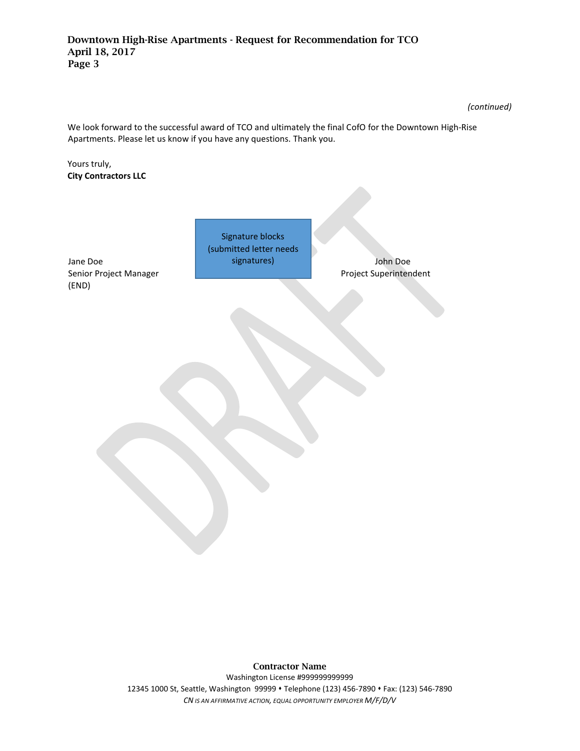*(continued)*

We look forward to the successful award of TCO and ultimately the final CofO for the Downtown High-Rise Apartments. Please let us know if you have any questions. Thank you.

Yours truly,
**City Contractors LLC**

Signature blocks (submitted letter needs signatures)

Jane Doe
Senior Project Manager

John Doe
Project Superintendent

(END)

DRAFT

**Contractor Name**
Washington License #999999999999
12345 1000 St, Seattle, Washington 99999 • Telephone (123) 456-7890 • Fax: (123) 546-7890
*CN IS AN AFFIRMATIVE ACTION, EQUAL OPPORTUNITY EMPLOYER M/F/D/V*